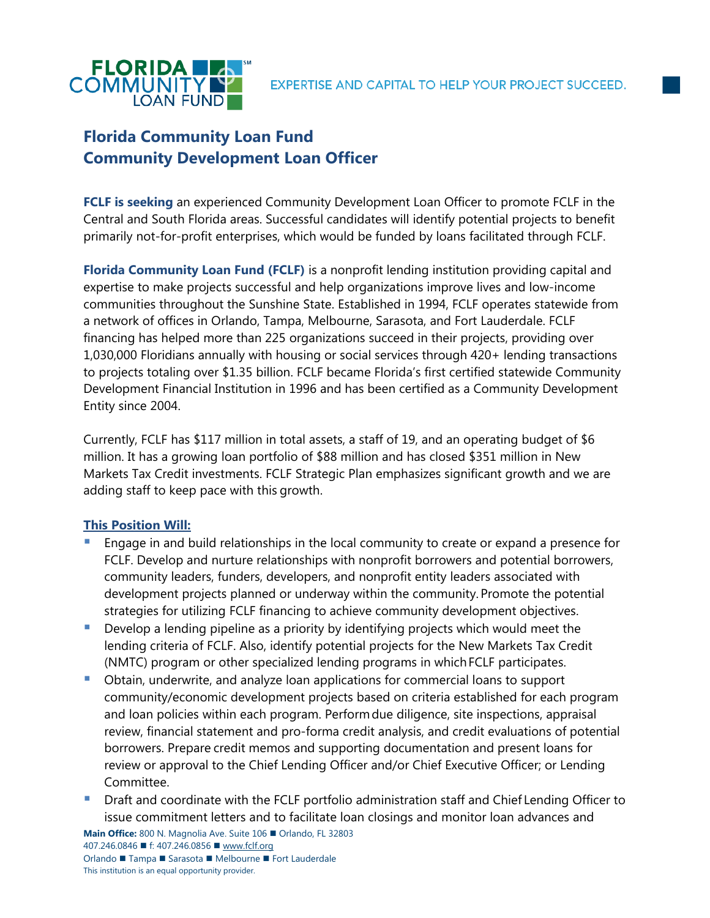EXPERTISE AND CAPITAL TO HELP YOUR PROJECT SUCCEED.

# Florida Community Loan Fund
# Community Development Loan Officer

**FCLF is seeking** an experienced Community Development Loan Officer to promote FCLF in the Central and South Florida areas. Successful candidates will identify potential projects to benefit primarily not-for-profit enterprises, which would be funded by loans facilitated through FCLF.

**Florida Community Loan Fund (FCLF)** is a nonprofit lending institution providing capital and expertise to make projects successful and help organizations improve lives and low-income communities throughout the Sunshine State. Established in 1994, FCLF operates statewide from a network of offices in Orlando, Tampa, Melbourne, Sarasota, and Fort Lauderdale. FCLF financing has helped more than 225 organizations succeed in their projects, providing over 1,030,000 Floridians annually with housing or social services through 420+ lending transactions to projects totaling over $1.35 billion. FCLF became Florida's first certified statewide Community Development Financial Institution in 1996 and has been certified as a Community Development Entity since 2004.

Currently, FCLF has $117 million in total assets, a staff of 19, and an operating budget of $6 million. It has a growing loan portfolio of $88 million and has closed $351 million in New Markets Tax Credit investments. FCLF Strategic Plan emphasizes significant growth and we are adding staff to keep pace with this growth.

**This Position Will:**

- Engage in and build relationships in the local community to create or expand a presence for FCLF. Develop and nurture relationships with nonprofit borrowers and potential borrowers, community leaders, funders, developers, and nonprofit entity leaders associated with development projects planned or underway within the community. Promote the potential strategies for utilizing FCLF financing to achieve community development objectives.
- Develop a lending pipeline as a priority by identifying projects which would meet the lending criteria of FCLF. Also, identify potential projects for the New Markets Tax Credit (NMTC) program or other specialized lending programs in which FCLF participates.
- Obtain, underwrite, and analyze loan applications for commercial loans to support community/economic development projects based on criteria established for each program and loan policies within each program. Perform due diligence, site inspections, appraisal review, financial statement and pro-forma credit analysis, and credit evaluations of potential borrowers. Prepare credit memos and supporting documentation and present loans for review or approval to the Chief Lending Officer and/or Chief Executive Officer; or Lending Committee.
- Draft and coordinate with the FCLF portfolio administration staff and Chief Lending Officer to issue commitment letters and to facilitate loan closings and monitor loan advances and

**Main Office:** 800 N. Magnolia Ave. Suite 106 ■ Orlando, FL 32803
407.246.0846 ■ f: 407.246.0856 ■ www.fclf.org
Orlando ■ Tampa ■ Sarasota ■ Melbourne ■ Fort Lauderdale
This institution is an equal opportunity provider.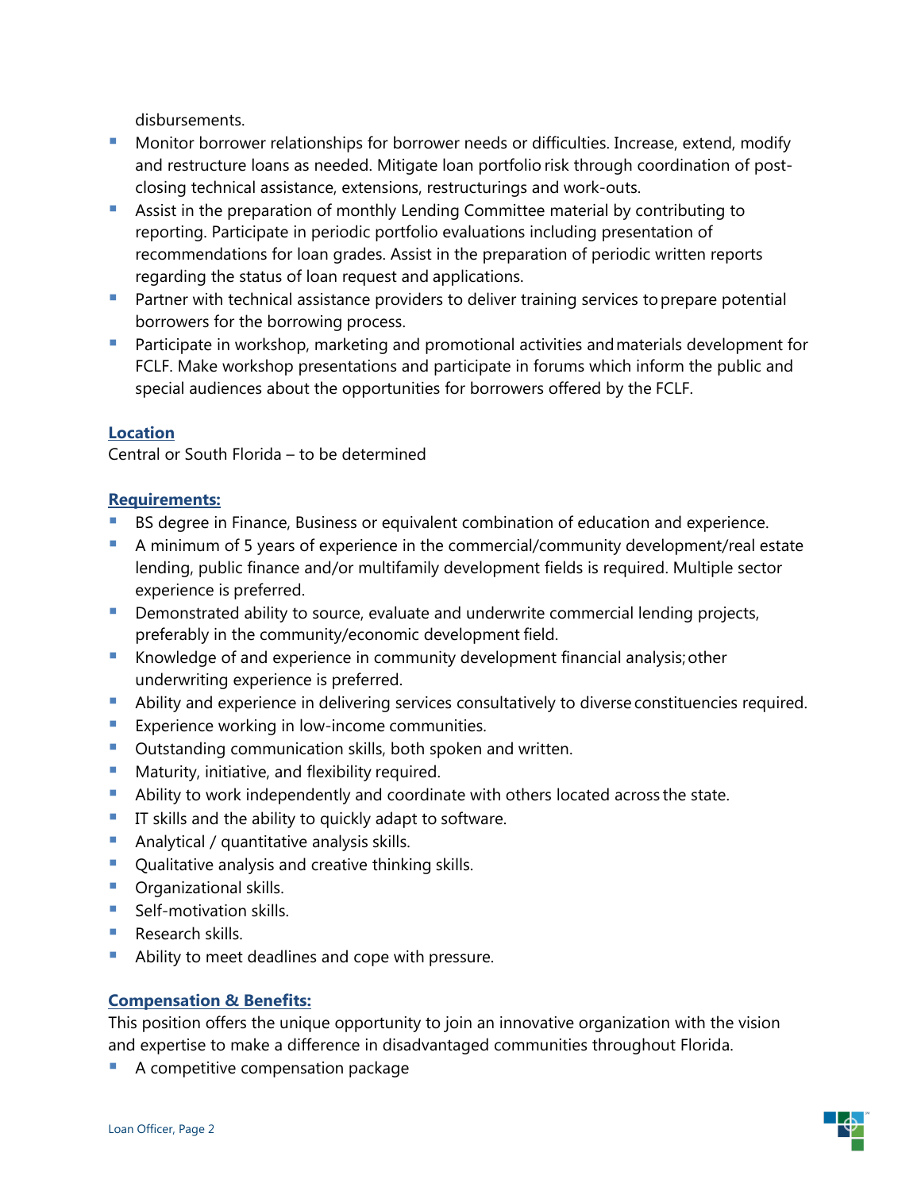disbursements.

- Monitor borrower relationships for borrower needs or difficulties. Increase, extend, modify and restructure loans as needed. Mitigate loan portfolio risk through coordination of post-closing technical assistance, extensions, restructurings and work-outs.
- Assist in the preparation of monthly Lending Committee material by contributing to reporting. Participate in periodic portfolio evaluations including presentation of recommendations for loan grades. Assist in the preparation of periodic written reports regarding the status of loan request and applications.
- Partner with technical assistance providers to deliver training services to prepare potential borrowers for the borrowing process.
- Participate in workshop, marketing and promotional activities and materials development for FCLF. Make workshop presentations and participate in forums which inform the public and special audiences about the opportunities for borrowers offered by the FCLF.

## Location

Central or South Florida – to be determined

## Requirements:

- BS degree in Finance, Business or equivalent combination of education and experience.
- A minimum of 5 years of experience in the commercial/community development/real estate lending, public finance and/or multifamily development fields is required. Multiple sector experience is preferred.
- Demonstrated ability to source, evaluate and underwrite commercial lending projects, preferably in the community/economic development field.
- Knowledge of and experience in community development financial analysis; other underwriting experience is preferred.
- Ability and experience in delivering services consultatively to diverse constituencies required.
- Experience working in low-income communities.
- Outstanding communication skills, both spoken and written.
- Maturity, initiative, and flexibility required.
- Ability to work independently and coordinate with others located across the state.
- IT skills and the ability to quickly adapt to software.
- Analytical / quantitative analysis skills.
- Qualitative analysis and creative thinking skills.
- Organizational skills.
- Self-motivation skills.
- Research skills.
- Ability to meet deadlines and cope with pressure.

## Compensation & Benefits:

This position offers the unique opportunity to join an innovative organization with the vision and expertise to make a difference in disadvantaged communities throughout Florida.

- A competitive compensation package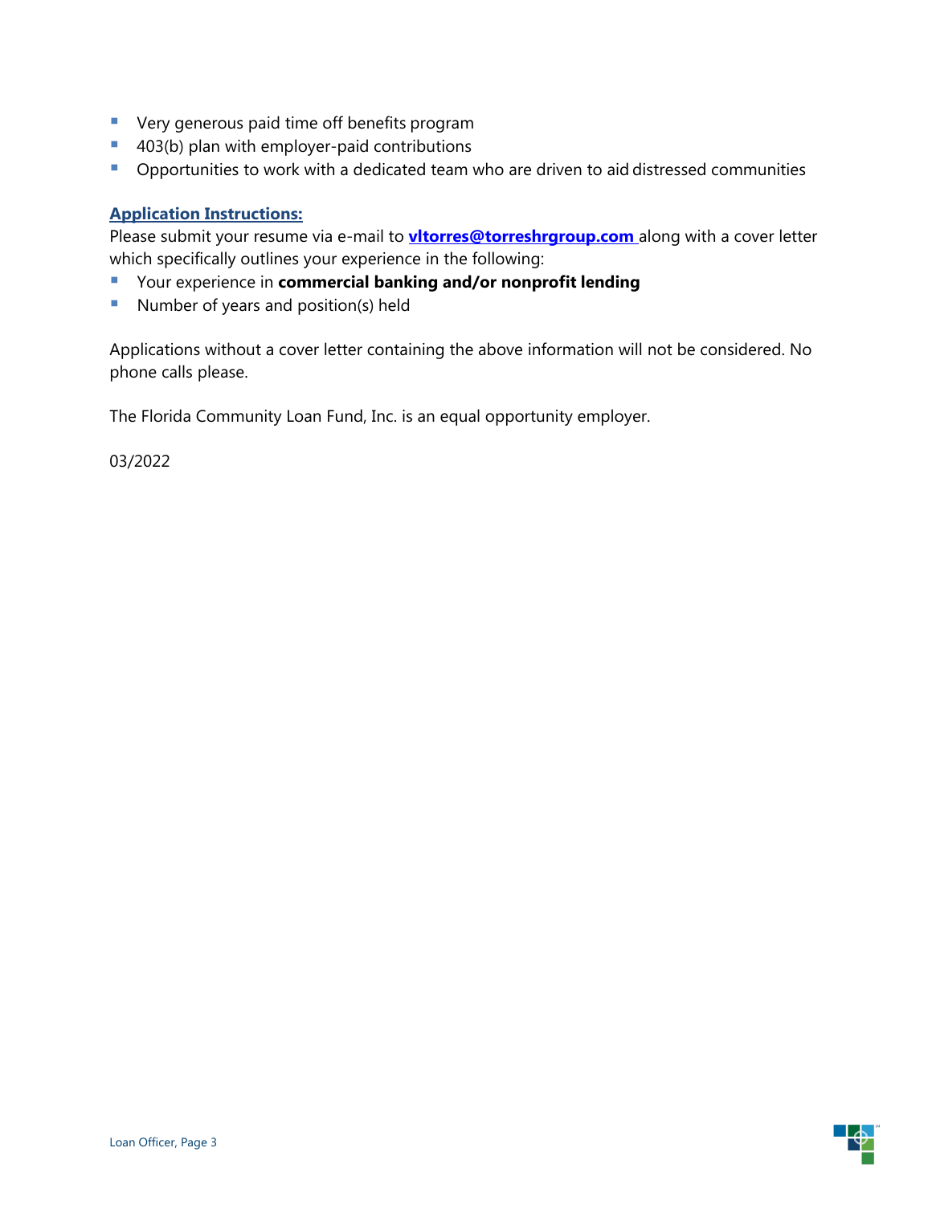- Very generous paid time off benefits program
- 403(b) plan with employer-paid contributions
- Opportunities to work with a dedicated team who are driven to aid distressed communities

## Application Instructions:

Please submit your resume via e-mail to **vltorres@torreshrgroup.com** along with a cover letter which specifically outlines your experience in the following:

- Your experience in **commercial banking and/or nonprofit lending**
- Number of years and position(s) held

Applications without a cover letter containing the above information will not be considered. No phone calls please.

The Florida Community Loan Fund, Inc. is an equal opportunity employer.

03/2022